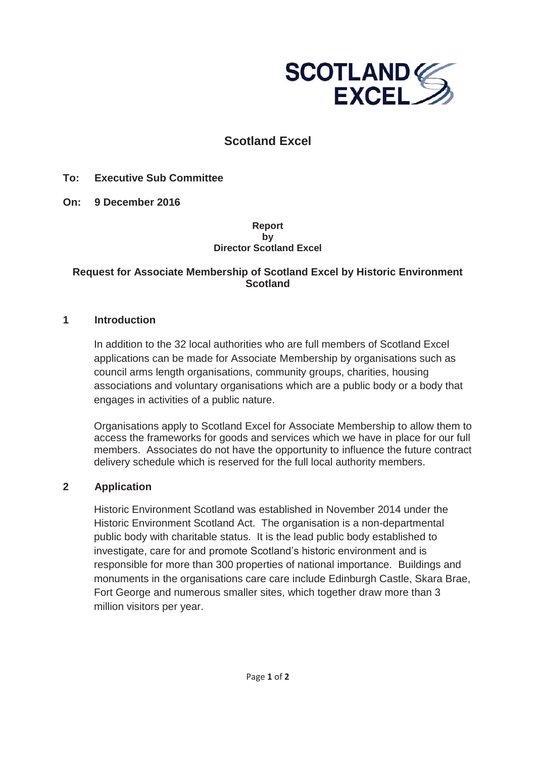# Scotland Excel

**To: Executive Sub Committee**

**On: 9 December 2016**

**Report**
**by**
**Director Scotland Excel**

**Request for Associate Membership of Scotland Excel by Historic Environment Scotland**

## 1 Introduction

In addition to the 32 local authorities who are full members of Scotland Excel applications can be made for Associate Membership by organisations such as council arms length organisations, community groups, charities, housing associations and voluntary organisations which are a public body or a body that engages in activities of a public nature.

Organisations apply to Scotland Excel for Associate Membership to allow them to access the frameworks for goods and services which we have in place for our full members. Associates do not have the opportunity to influence the future contract delivery schedule which is reserved for the full local authority members.

## 2 Application

Historic Environment Scotland was established in November 2014 under the Historic Environment Scotland Act. The organisation is a non-departmental public body with charitable status. It is the lead public body established to investigate, care for and promote Scotland's historic environment and is responsible for more than 300 properties of national importance. Buildings and monuments in the organisations care care include Edinburgh Castle, Skara Brae, Fort George and numerous smaller sites, which together draw more than 3 million visitors per year.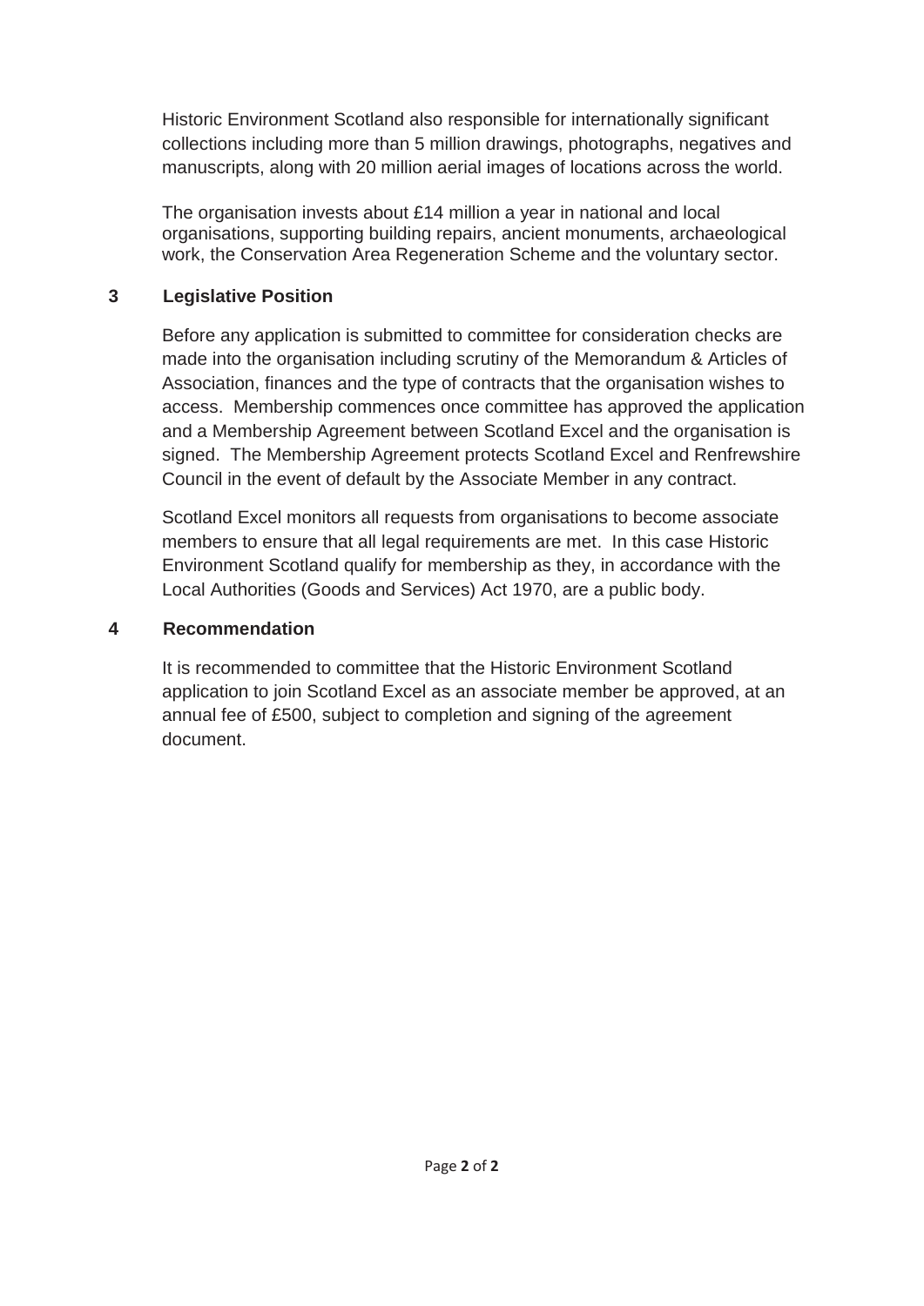Historic Environment Scotland also responsible for internationally significant collections including more than 5 million drawings, photographs, negatives and manuscripts, along with 20 million aerial images of locations across the world.

The organisation invests about £14 million a year in national and local organisations, supporting building repairs, ancient monuments, archaeological work, the Conservation Area Regeneration Scheme and the voluntary sector.

## 3 Legislative Position

Before any application is submitted to committee for consideration checks are made into the organisation including scrutiny of the Memorandum & Articles of Association, finances and the type of contracts that the organisation wishes to access. Membership commences once committee has approved the application and a Membership Agreement between Scotland Excel and the organisation is signed. The Membership Agreement protects Scotland Excel and Renfrewshire Council in the event of default by the Associate Member in any contract.

Scotland Excel monitors all requests from organisations to become associate members to ensure that all legal requirements are met. In this case Historic Environment Scotland qualify for membership as they, in accordance with the Local Authorities (Goods and Services) Act 1970, are a public body.

## 4 Recommendation

It is recommended to committee that the Historic Environment Scotland application to join Scotland Excel as an associate member be approved, at an annual fee of £500, subject to completion and signing of the agreement document.